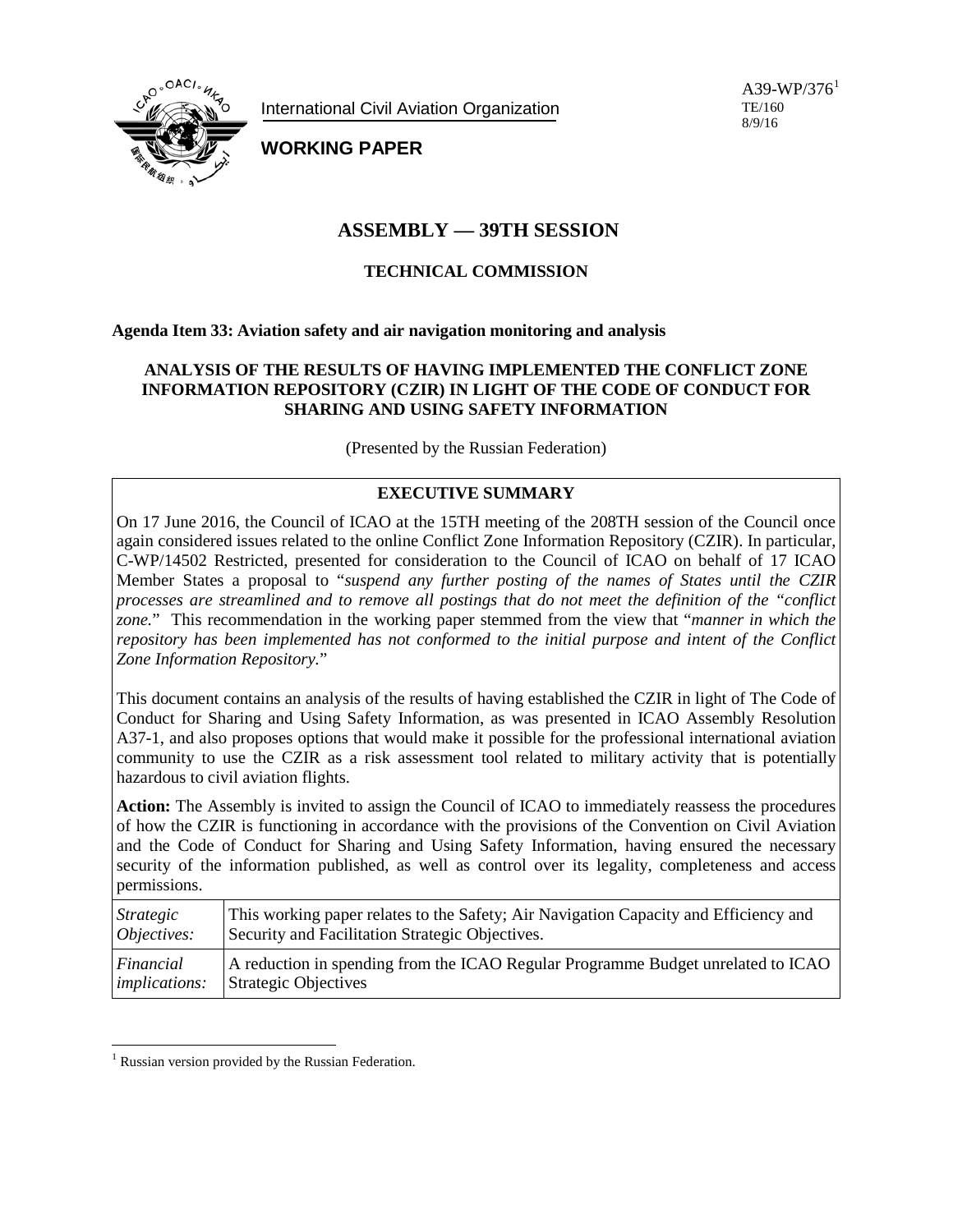International Civil Aviation Organization

**WORKING PAPER**

A39-WP/376[1]
TE/160
8/9/16

# ASSEMBLY — 39TH SESSION

## TECHNICAL COMMISSION

**Agenda Item 33: Aviation safety and air navigation monitoring and analysis**

**ANALYSIS OF THE RESULTS OF HAVING IMPLEMENTED THE CONFLICT ZONE INFORMATION REPOSITORY (CZIR) IN LIGHT OF THE CODE OF CONDUCT FOR SHARING AND USING SAFETY INFORMATION**

(Presented by the Russian Federation)

**EXECUTIVE SUMMARY**

On 17 June 2016, the Council of ICAO at the 15TH meeting of the 208TH session of the Council once again considered issues related to the online Conflict Zone Information Repository (CZIR). In particular, C-WP/14502 Restricted, presented for consideration to the Council of ICAO on behalf of 17 ICAO Member States a proposal to "*suspend any further posting of the names of States until the CZIR processes are streamlined and to remove all postings that do not meet the definition of the "conflict zone.*" This recommendation in the working paper stemmed from the view that "*manner in which the repository has been implemented has not conformed to the initial purpose and intent of the Conflict Zone Information Repository.*"

This document contains an analysis of the results of having established the CZIR in light of The Code of Conduct for Sharing and Using Safety Information, as was presented in ICAO Assembly Resolution A37-1, and also proposes options that would make it possible for the professional international aviation community to use the CZIR as a risk assessment tool related to military activity that is potentially hazardous to civil aviation flights.

**Action:** The Assembly is invited to assign the Council of ICAO to immediately reassess the procedures of how the CZIR is functioning in accordance with the provisions of the Convention on Civil Aviation and the Code of Conduct for Sharing and Using Safety Information, having ensured the necessary security of the information published, as well as control over its legality, completeness and access permissions.

| | |
|---|---|
| *Strategic Objectives:* | This working paper relates to the Safety; Air Navigation Capacity and Efficiency and Security and Facilitation Strategic Objectives. |
| *Financial implications:* | A reduction in spending from the ICAO Regular Programme Budget unrelated to ICAO Strategic Objectives |

[1] Russian version provided by the Russian Federation.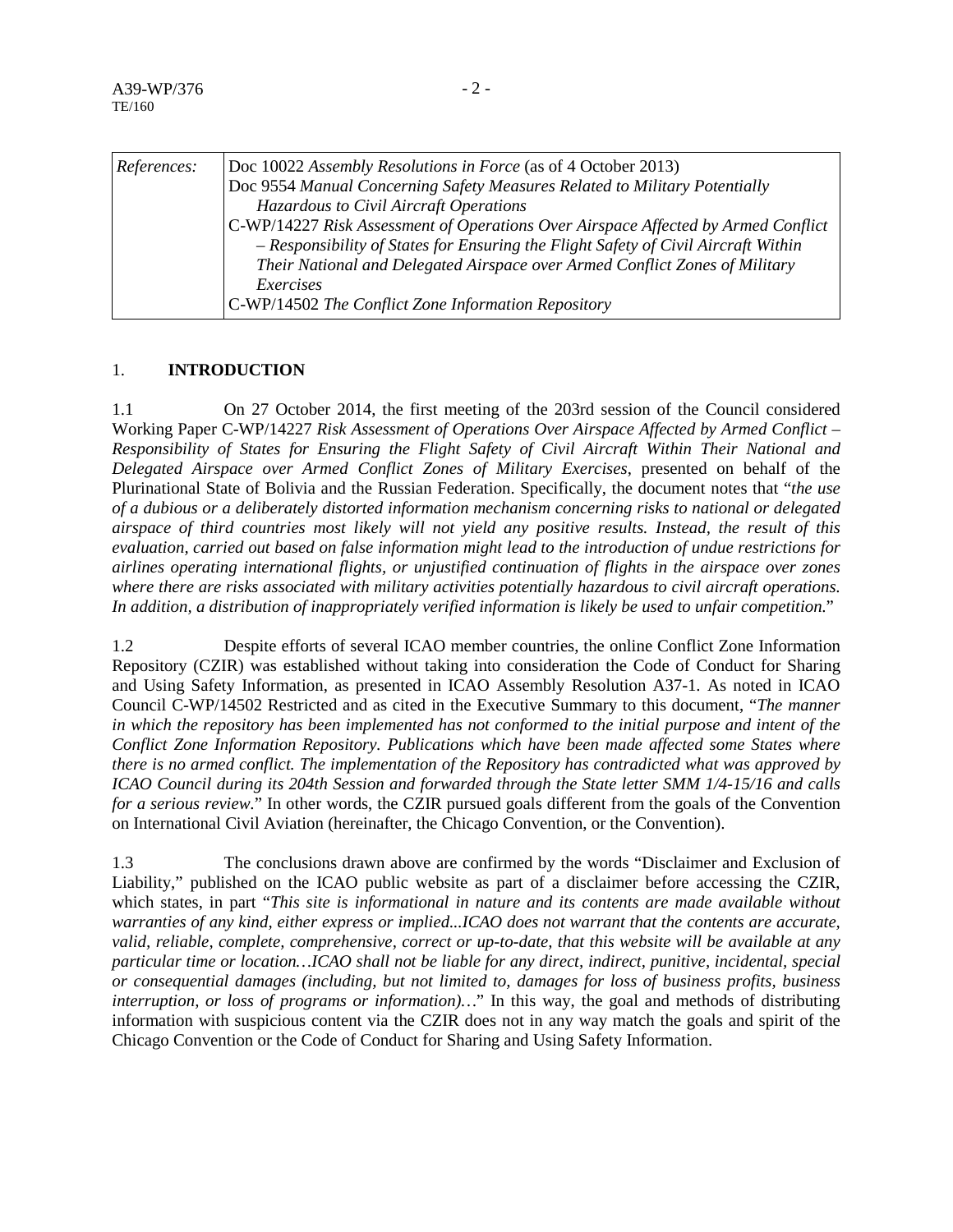| References: | Doc 10022 *Assembly Resolutions in Force* (as of 4 October 2013)<br>Doc 9554 *Manual Concerning Safety Measures Related to Military Potentially Hazardous to Civil Aircraft Operations*<br>C-WP/14227 *Risk Assessment of Operations Over Airspace Affected by Armed Conflict – Responsibility of States for Ensuring the Flight Safety of Civil Aircraft Within Their National and Delegated Airspace over Armed Conflict Zones of Military Exercises*<br>C-WP/14502 *The Conflict Zone Information Repository* |
|---|---|

## 1. INTRODUCTION

1.1 On 27 October 2014, the first meeting of the 203rd session of the Council considered Working Paper C-WP/14227 *Risk Assessment of Operations Over Airspace Affected by Armed Conflict – Responsibility of States for Ensuring the Flight Safety of Civil Aircraft Within Their National and Delegated Airspace over Armed Conflict Zones of Military Exercises*, presented on behalf of the Plurinational State of Bolivia and the Russian Federation. Specifically, the document notes that "*the use of a dubious or a deliberately distorted information mechanism concerning risks to national or delegated airspace of third countries most likely will not yield any positive results. Instead, the result of this evaluation, carried out based on false information might lead to the introduction of undue restrictions for airlines operating international flights, or unjustified continuation of flights in the airspace over zones where there are risks associated with military activities potentially hazardous to civil aircraft operations. In addition, a distribution of inappropriately verified information is likely be used to unfair competition.*"

1.2 Despite efforts of several ICAO member countries, the online Conflict Zone Information Repository (CZIR) was established without taking into consideration the Code of Conduct for Sharing and Using Safety Information, as presented in ICAO Assembly Resolution A37-1. As noted in ICAO Council C-WP/14502 Restricted and as cited in the Executive Summary to this document, "*The manner in which the repository has been implemented has not conformed to the initial purpose and intent of the Conflict Zone Information Repository. Publications which have been made affected some States where there is no armed conflict. The implementation of the Repository has contradicted what was approved by ICAO Council during its 204th Session and forwarded through the State letter SMM 1/4-15/16 and calls for a serious review.*" In other words, the CZIR pursued goals different from the goals of the Convention on International Civil Aviation (hereinafter, the Chicago Convention, or the Convention).

1.3 The conclusions drawn above are confirmed by the words "Disclaimer and Exclusion of Liability," published on the ICAO public website as part of a disclaimer before accessing the CZIR, which states, in part "*This site is informational in nature and its contents are made available without warranties of any kind, either express or implied...ICAO does not warrant that the contents are accurate, valid, reliable, complete, comprehensive, correct or up-to-date, that this website will be available at any particular time or location…ICAO shall not be liable for any direct, indirect, punitive, incidental, special or consequential damages (including, but not limited to, damages for loss of business profits, business interruption, or loss of programs or information)…*" In this way, the goal and methods of distributing information with suspicious content via the CZIR does not in any way match the goals and spirit of the Chicago Convention or the Code of Conduct for Sharing and Using Safety Information.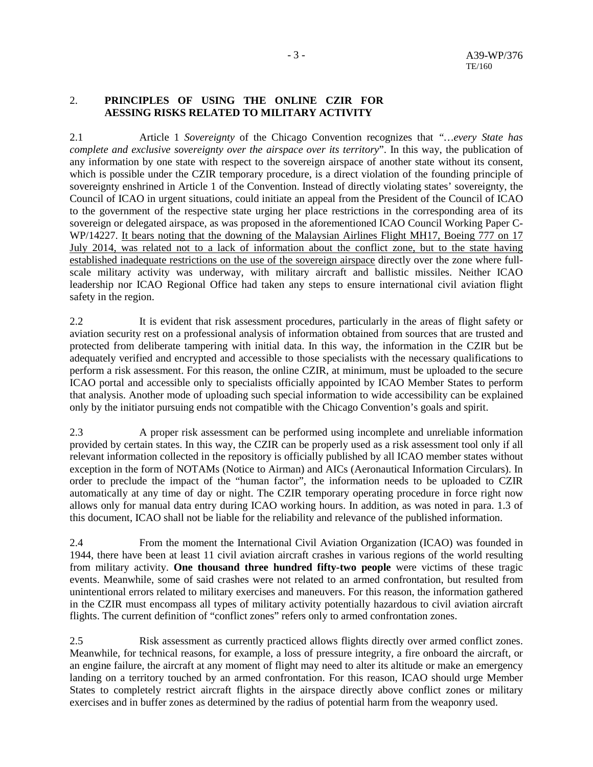## 2. PRINCIPLES OF USING THE ONLINE CZIR FOR AESSING RISKS RELATED TO MILITARY ACTIVITY

2.1 Article 1 *Sovereignty* of the Chicago Convention recognizes that "…*every State has complete and exclusive sovereignty over the airspace over its territory*". In this way, the publication of any information by one state with respect to the sovereign airspace of another state without its consent, which is possible under the CZIR temporary procedure, is a direct violation of the founding principle of sovereignty enshrined in Article 1 of the Convention. Instead of directly violating states' sovereignty, the Council of ICAO in urgent situations, could initiate an appeal from the President of the Council of ICAO to the government of the respective state urging her place restrictions in the corresponding area of its sovereign or delegated airspace, as was proposed in the aforementioned ICAO Council Working Paper C-WP/14227. <u>It bears noting that the downing of the Malaysian Airlines Flight MH17, Boeing 777 on 17 July 2014, was related not to a lack of information about the conflict zone, but to the state having established inadequate restrictions on the use of the sovereign airspace</u> directly over the zone where full-scale military activity was underway, with military aircraft and ballistic missiles. Neither ICAO leadership nor ICAO Regional Office had taken any steps to ensure international civil aviation flight safety in the region.

2.2 It is evident that risk assessment procedures, particularly in the areas of flight safety or aviation security rest on a professional analysis of information obtained from sources that are trusted and protected from deliberate tampering with initial data. In this way, the information in the CZIR but be adequately verified and encrypted and accessible to those specialists with the necessary qualifications to perform a risk assessment. For this reason, the online CZIR, at minimum, must be uploaded to the secure ICAO portal and accessible only to specialists officially appointed by ICAO Member States to perform that analysis. Another mode of uploading such special information to wide accessibility can be explained only by the initiator pursuing ends not compatible with the Chicago Convention's goals and spirit.

2.3 A proper risk assessment can be performed using incomplete and unreliable information provided by certain states. In this way, the CZIR can be properly used as a risk assessment tool only if all relevant information collected in the repository is officially published by all ICAO member states without exception in the form of NOTAMs (Notice to Airman) and AICs (Aeronautical Information Circulars). In order to preclude the impact of the "human factor", the information needs to be uploaded to CZIR automatically at any time of day or night. The CZIR temporary operating procedure in force right now allows only for manual data entry during ICAO working hours. In addition, as was noted in para. 1.3 of this document, ICAO shall not be liable for the reliability and relevance of the published information.

2.4 From the moment the International Civil Aviation Organization (ICAO) was founded in 1944, there have been at least 11 civil aviation aircraft crashes in various regions of the world resulting from military activity. **One thousand three hundred fifty-two people** were victims of these tragic events. Meanwhile, some of said crashes were not related to an armed confrontation, but resulted from unintentional errors related to military exercises and maneuvers. For this reason, the information gathered in the CZIR must encompass all types of military activity potentially hazardous to civil aviation aircraft flights. The current definition of "conflict zones" refers only to armed confrontation zones.

2.5 Risk assessment as currently practiced allows flights directly over armed conflict zones. Meanwhile, for technical reasons, for example, a loss of pressure integrity, a fire onboard the aircraft, or an engine failure, the aircraft at any moment of flight may need to alter its altitude or make an emergency landing on a territory touched by an armed confrontation. For this reason, ICAO should urge Member States to completely restrict aircraft flights in the airspace directly above conflict zones or military exercises and in buffer zones as determined by the radius of potential harm from the weaponry used.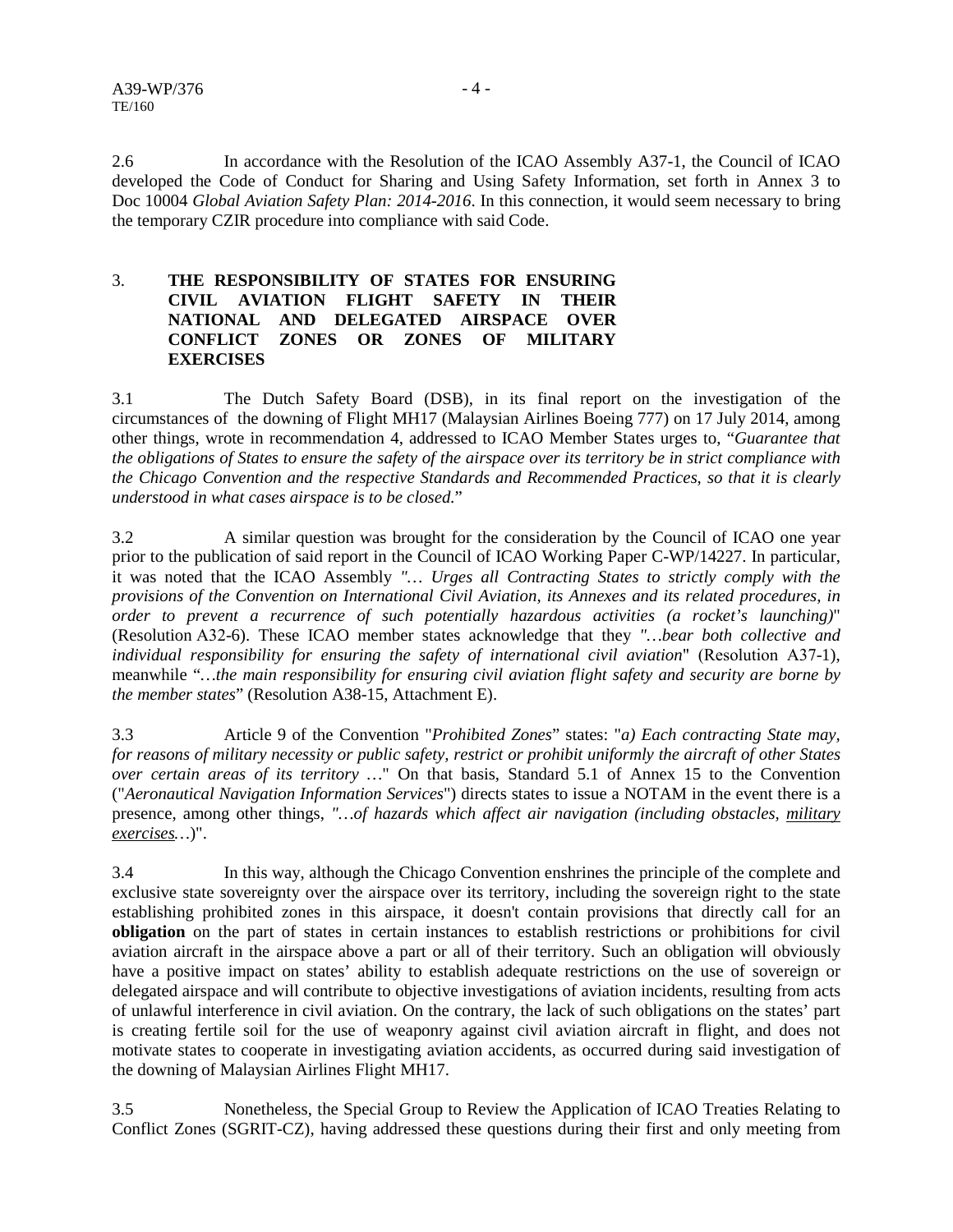2.6 In accordance with the Resolution of the ICAO Assembly A37-1, the Council of ICAO developed the Code of Conduct for Sharing and Using Safety Information, set forth in Annex 3 to Doc 10004 *Global Aviation Safety Plan: 2014-2016*. In this connection, it would seem necessary to bring the temporary CZIR procedure into compliance with said Code.

## 3. THE RESPONSIBILITY OF STATES FOR ENSURING CIVIL AVIATION FLIGHT SAFETY IN THEIR NATIONAL AND DELEGATED AIRSPACE OVER CONFLICT ZONES OR ZONES OF MILITARY EXERCISES

3.1 The Dutch Safety Board (DSB), in its final report on the investigation of the circumstances of the downing of Flight MH17 (Malaysian Airlines Boeing 777) on 17 July 2014, among other things, wrote in recommendation 4, addressed to ICAO Member States urges to, "*Guarantee that the obligations of States to ensure the safety of the airspace over its territory be in strict compliance with the Chicago Convention and the respective Standards and Recommended Practices, so that it is clearly understood in what cases airspace is to be closed.*"

3.2 A similar question was brought for the consideration by the Council of ICAO one year prior to the publication of said report in the Council of ICAO Working Paper C-WP/14227. In particular, it was noted that the ICAO Assembly *"… Urges all Contracting States to strictly comply with the provisions of the Convention on International Civil Aviation, its Annexes and its related procedures, in order to prevent a recurrence of such potentially hazardous activities (a rocket's launching)*" (Resolution A32-6). These ICAO member states acknowledge that they *"…bear both collective and individual responsibility for ensuring the safety of international civil aviation*" (Resolution A37-1), meanwhile "*…the main responsibility for ensuring civil aviation flight safety and security are borne by the member states*" (Resolution A38-15, Attachment E).

3.3 Article 9 of the Convention "*Prohibited Zones*" states: "*a) Each contracting State may, for reasons of military necessity or public safety, restrict or prohibit uniformly the aircraft of other States over certain areas of its territory …*" On that basis, Standard 5.1 of Annex 15 to the Convention ("*Aeronautical Navigation Information Services*") directs states to issue a NOTAM in the event there is a presence, among other things, *"…of hazards which affect air navigation (including obstacles, military exercises…*)".

3.4 In this way, although the Chicago Convention enshrines the principle of the complete and exclusive state sovereignty over the airspace over its territory, including the sovereign right to the state establishing prohibited zones in this airspace, it doesn't contain provisions that directly call for an **obligation** on the part of states in certain instances to establish restrictions or prohibitions for civil aviation aircraft in the airspace above a part or all of their territory. Such an obligation will obviously have a positive impact on states' ability to establish adequate restrictions on the use of sovereign or delegated airspace and will contribute to objective investigations of aviation incidents, resulting from acts of unlawful interference in civil aviation. On the contrary, the lack of such obligations on the states' part is creating fertile soil for the use of weaponry against civil aviation aircraft in flight, and does not motivate states to cooperate in investigating aviation accidents, as occurred during said investigation of the downing of Malaysian Airlines Flight MH17.

3.5 Nonetheless, the Special Group to Review the Application of ICAO Treaties Relating to Conflict Zones (SGRIT-CZ), having addressed these questions during their first and only meeting from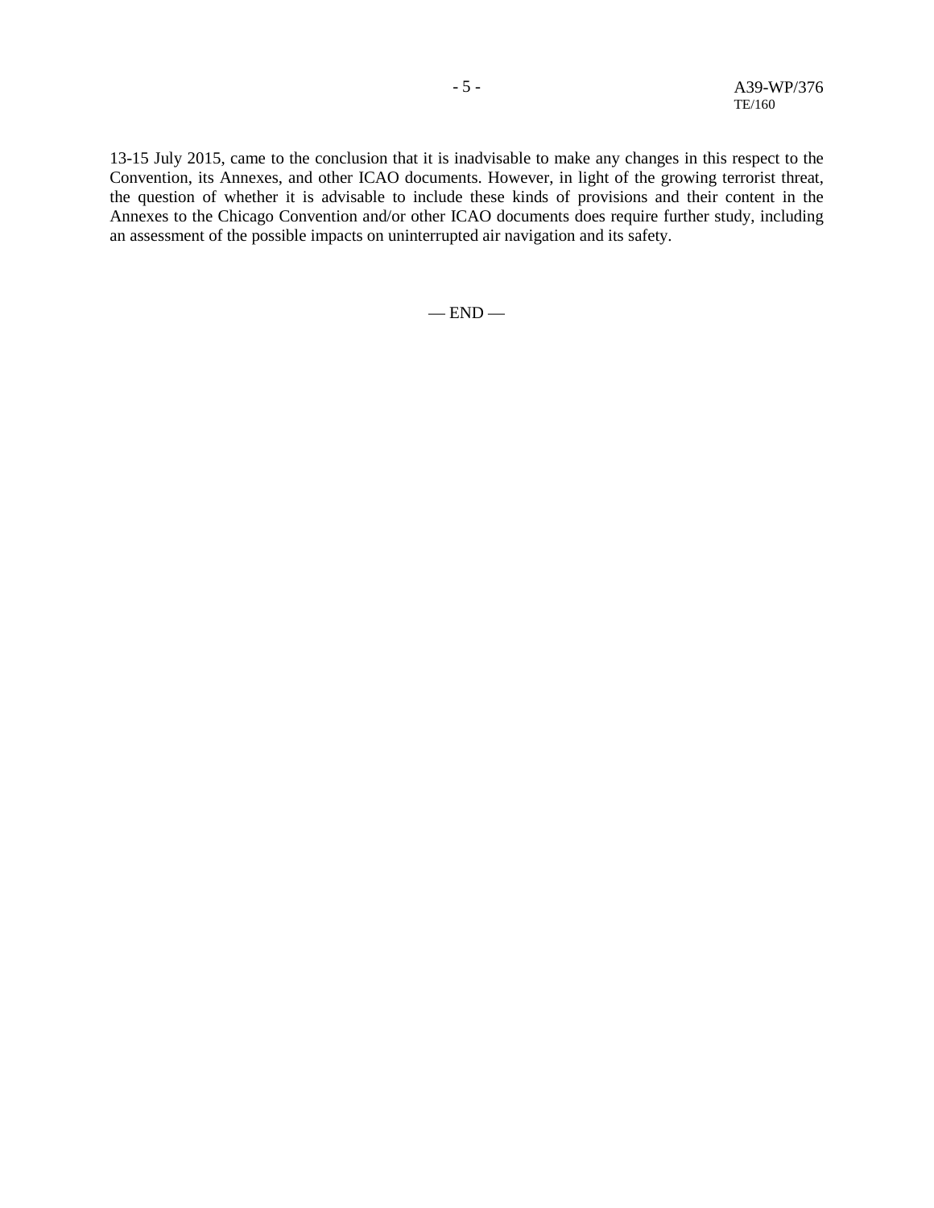13-15 July 2015, came to the conclusion that it is inadvisable to make any changes in this respect to the Convention, its Annexes, and other ICAO documents. However, in light of the growing terrorist threat, the question of whether it is advisable to include these kinds of provisions and their content in the Annexes to the Chicago Convention and/or other ICAO documents does require further study, including an assessment of the possible impacts on uninterrupted air navigation and its safety.

— END —